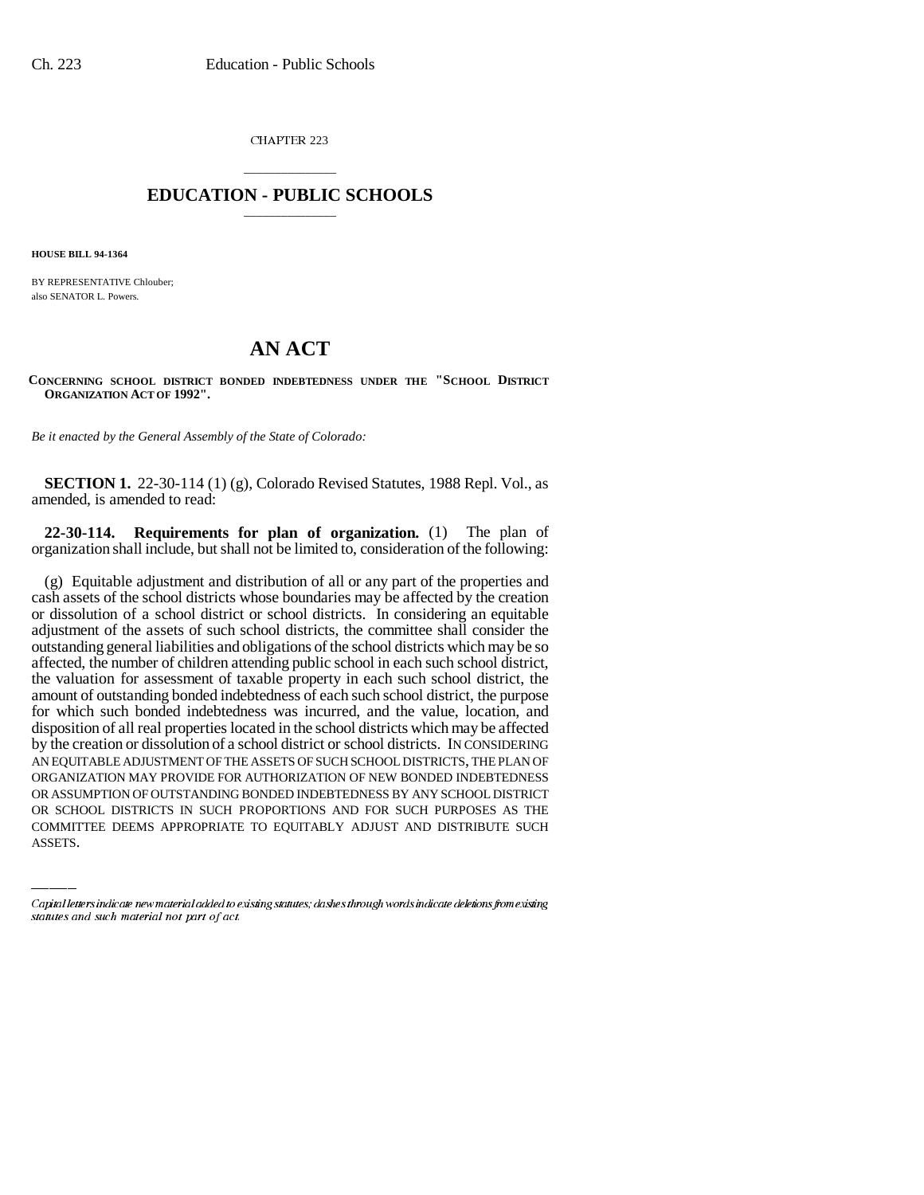CHAPTER 223

# EDUCATION - PUBLIC SCHOOLS

**HOUSE BILL 94-1364**

BY REPRESENTATIVE Chlouber;
also SENATOR L. Powers.

# AN ACT

**CONCERNING SCHOOL DISTRICT BONDED INDEBTEDNESS UNDER THE "SCHOOL DISTRICT ORGANIZATION ACT OF 1992".**

*Be it enacted by the General Assembly of the State of Colorado:*

**SECTION 1.** 22-30-114 (1) (g), Colorado Revised Statutes, 1988 Repl. Vol., as amended, is amended to read:

**22-30-114. Requirements for plan of organization.** (1) The plan of organization shall include, but shall not be limited to, consideration of the following:

(g) Equitable adjustment and distribution of all or any part of the properties and cash assets of the school districts whose boundaries may be affected by the creation or dissolution of a school district or school districts. In considering an equitable adjustment of the assets of such school districts, the committee shall consider the outstanding general liabilities and obligations of the school districts which may be so affected, the number of children attending public school in each such school district, the valuation for assessment of taxable property in each such school district, the amount of outstanding bonded indebtedness of each such school district, the purpose for which such bonded indebtedness was incurred, and the value, location, and disposition of all real properties located in the school districts which may be affected by the creation or dissolution of a school district or school districts. IN CONSIDERING AN EQUITABLE ADJUSTMENT OF THE ASSETS OF SUCH SCHOOL DISTRICTS, THE PLAN OF ORGANIZATION MAY PROVIDE FOR AUTHORIZATION OF NEW BONDED INDEBTEDNESS OR ASSUMPTION OF OUTSTANDING BONDED INDEBTEDNESS BY ANY SCHOOL DISTRICT OR SCHOOL DISTRICTS IN SUCH PROPORTIONS AND FOR SUCH PURPOSES AS THE COMMITTEE DEEMS APPROPRIATE TO EQUITABLY ADJUST AND DISTRIBUTE SUCH ASSETS.

Capital letters indicate new material added to existing statutes; dashes through words indicate deletions from existing statutes and such material not part of act.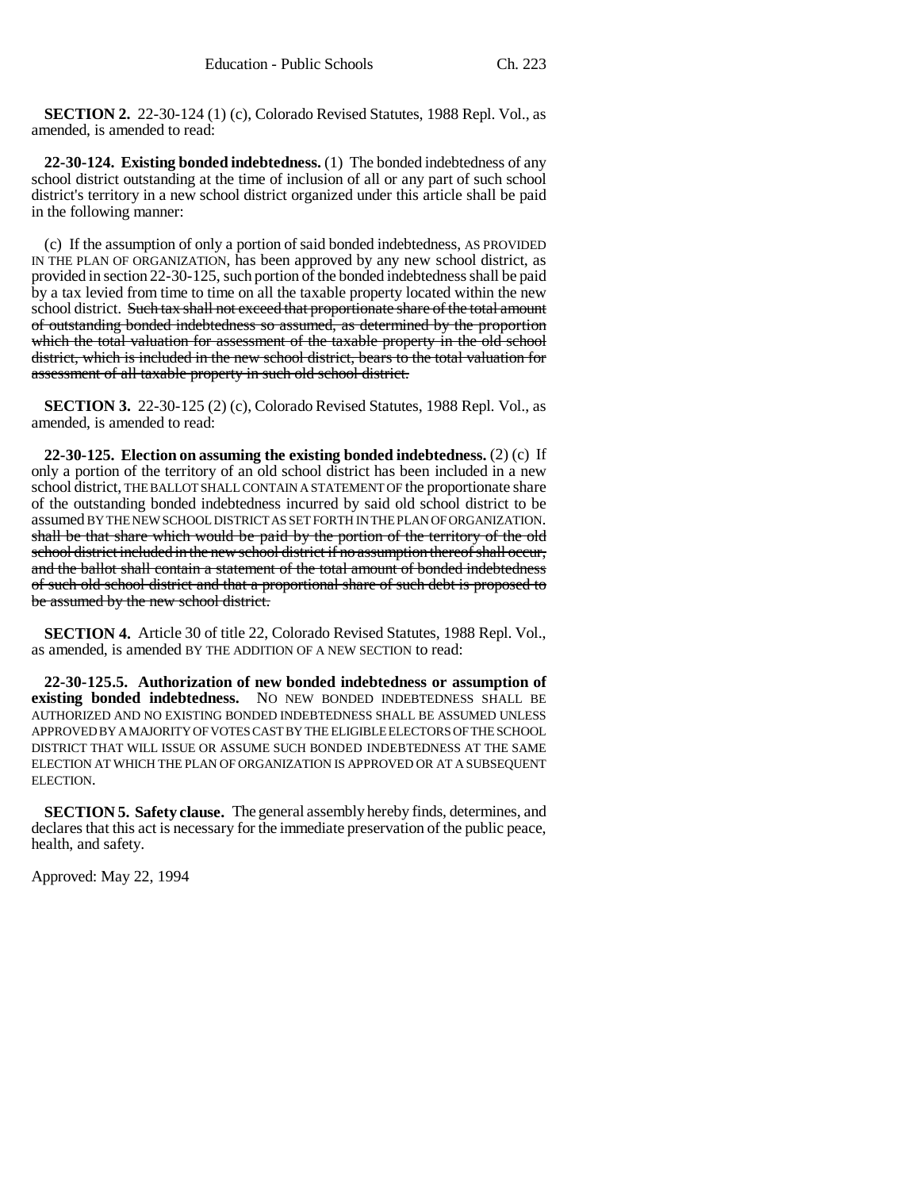**SECTION 2.** 22-30-124 (1) (c), Colorado Revised Statutes, 1988 Repl. Vol., as amended, is amended to read:

**22-30-124. Existing bonded indebtedness.** (1) The bonded indebtedness of any school district outstanding at the time of inclusion of all or any part of such school district's territory in a new school district organized under this article shall be paid in the following manner:

(c) If the assumption of only a portion of said bonded indebtedness, AS PROVIDED IN THE PLAN OF ORGANIZATION, has been approved by any new school district, as provided in section 22-30-125, such portion of the bonded indebtedness shall be paid by a tax levied from time to time on all the taxable property located within the new school district. ~~Such tax shall not exceed that proportionate share of the total amount of outstanding bonded indebtedness so assumed, as determined by the proportion which the total valuation for assessment of the taxable property in the old school district, which is included in the new school district, bears to the total valuation for assessment of all taxable property in such old school district.~~

**SECTION 3.** 22-30-125 (2) (c), Colorado Revised Statutes, 1988 Repl. Vol., as amended, is amended to read:

**22-30-125. Election on assuming the existing bonded indebtedness.** (2) (c) If only a portion of the territory of an old school district has been included in a new school district, THE BALLOT SHALL CONTAIN A STATEMENT OF the proportionate share of the outstanding bonded indebtedness incurred by said old school district to be assumed BY THE NEW SCHOOL DISTRICT AS SET FORTH IN THE PLAN OF ORGANIZATION. ~~shall be that share which would be paid by the portion of the territory of the old school district included in the new school district if no assumption thereof shall occur, and the ballot shall contain a statement of the total amount of bonded indebtedness of such old school district and that a proportional share of such debt is proposed to be assumed by the new school district.~~

**SECTION 4.** Article 30 of title 22, Colorado Revised Statutes, 1988 Repl. Vol., as amended, is amended BY THE ADDITION OF A NEW SECTION to read:

**22-30-125.5. Authorization of new bonded indebtedness or assumption of existing bonded indebtedness.** NO NEW BONDED INDEBTEDNESS SHALL BE AUTHORIZED AND NO EXISTING BONDED INDEBTEDNESS SHALL BE ASSUMED UNLESS APPROVED BY A MAJORITY OF VOTES CAST BY THE ELIGIBLE ELECTORS OF THE SCHOOL DISTRICT THAT WILL ISSUE OR ASSUME SUCH BONDED INDEBTEDNESS AT THE SAME ELECTION AT WHICH THE PLAN OF ORGANIZATION IS APPROVED OR AT A SUBSEQUENT ELECTION.

**SECTION 5. Safety clause.** The general assembly hereby finds, determines, and declares that this act is necessary for the immediate preservation of the public peace, health, and safety.

Approved: May 22, 1994